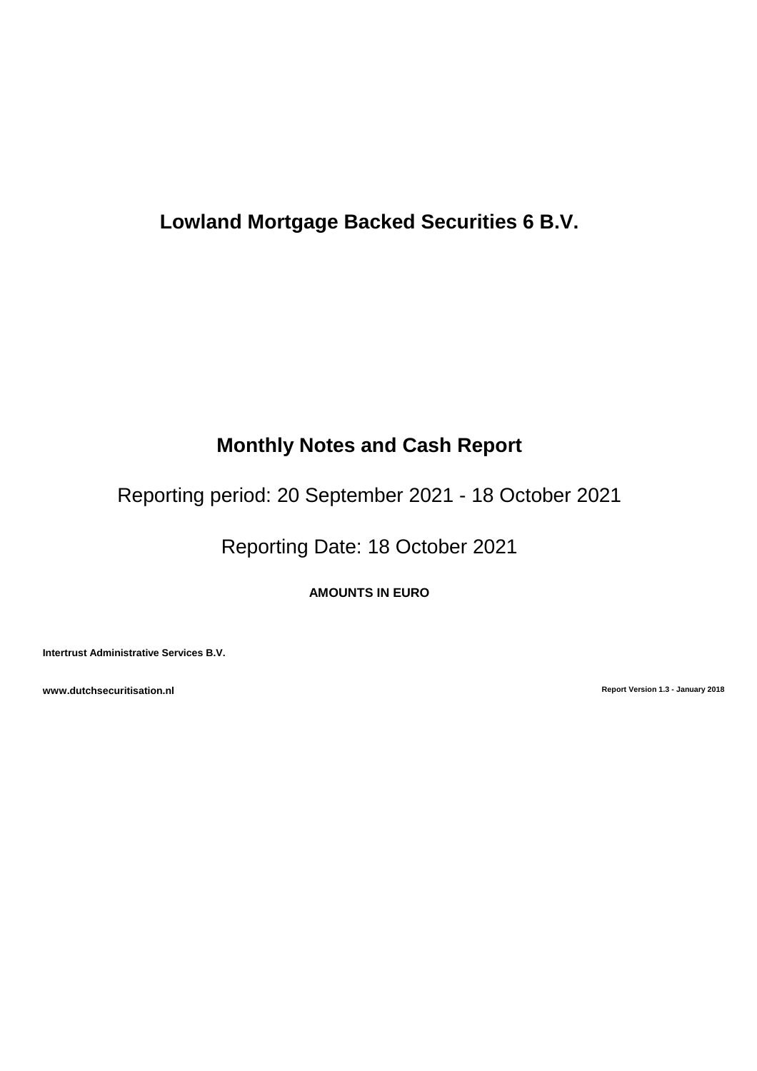# Lowland Mortgage Backed Securities 6 B.V.

## Monthly Notes and Cash Report

Reporting period: 20 September 2021 - 18 October 2021

Reporting Date: 18 October 2021

**AMOUNTS IN EURO**

**Intertrust Administrative Services B.V.**

**www.dutchsecuritisation.nl**

**Report Version 1.3 - January 2018**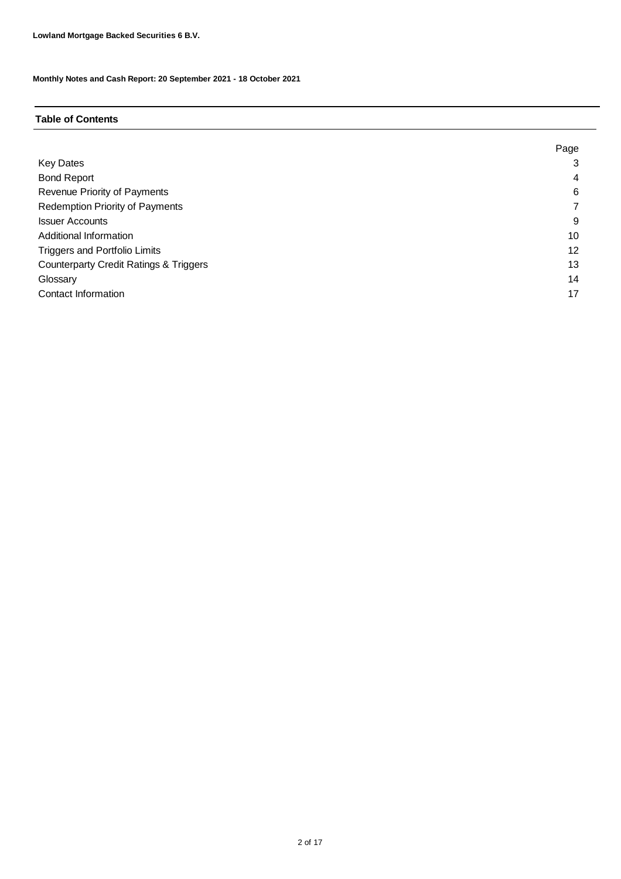**Lowland Mortgage Backed Securities 6 B.V.**

**Monthly Notes and Cash Report: 20 September 2021 - 18 October 2021**

## Table of Contents

| | Page |
|---|---|
| Key Dates | 3 |
| Bond Report | 4 |
| Revenue Priority of Payments | 6 |
| Redemption Priority of Payments | 7 |
| Issuer Accounts | 9 |
| Additional Information | 10 |
| Triggers and Portfolio Limits | 12 |
| Counterparty Credit Ratings & Triggers | 13 |
| Glossary | 14 |
| Contact Information | 17 |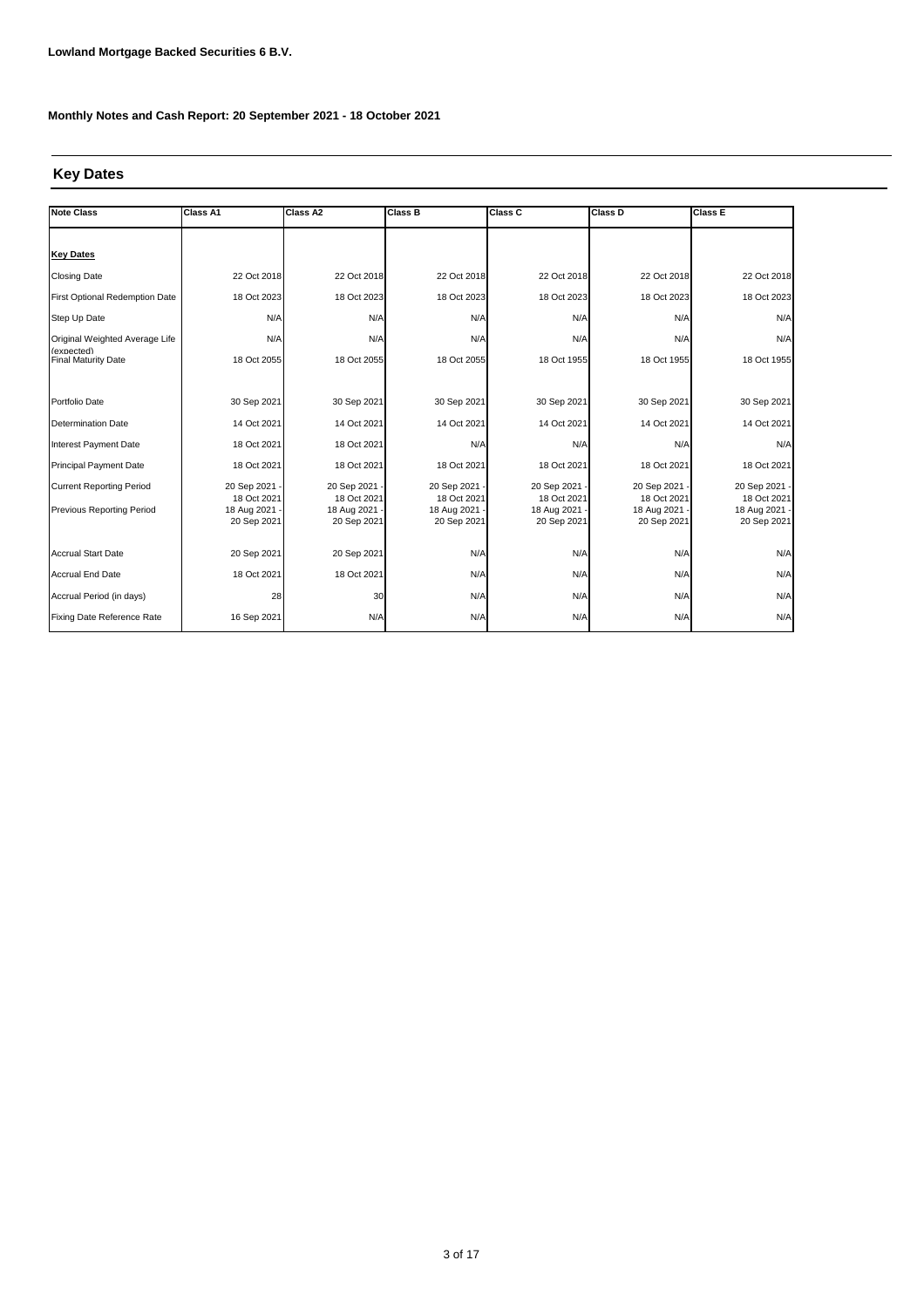**Lowland Mortgage Backed Securities 6 B.V.**

**Monthly Notes and Cash Report: 20 September 2021 - 18 October 2021**

## Key Dates

| Note Class | Class A1 | Class A2 | Class B | Class C | Class D | Class E |
|---|---|---|---|---|---|---|
| **Key Dates** | | | | | | |
| Closing Date | 22 Oct 2018 | 22 Oct 2018 | 22 Oct 2018 | 22 Oct 2018 | 22 Oct 2018 | 22 Oct 2018 |
| First Optional Redemption Date | 18 Oct 2023 | 18 Oct 2023 | 18 Oct 2023 | 18 Oct 2023 | 18 Oct 2023 | 18 Oct 2023 |
| Step Up Date | N/A | N/A | N/A | N/A | N/A | N/A |
| Original Weighted Average Life (expected) | N/A | N/A | N/A | N/A | N/A | N/A |
| Final Maturity Date | 18 Oct 2055 | 18 Oct 2055 | 18 Oct 2055 | 18 Oct 1955 | 18 Oct 1955 | 18 Oct 1955 |
| Portfolio Date | 30 Sep 2021 | 30 Sep 2021 | 30 Sep 2021 | 30 Sep 2021 | 30 Sep 2021 | 30 Sep 2021 |
| Determination Date | 14 Oct 2021 | 14 Oct 2021 | 14 Oct 2021 | 14 Oct 2021 | 14 Oct 2021 | 14 Oct 2021 |
| Interest Payment Date | 18 Oct 2021 | 18 Oct 2021 | N/A | N/A | N/A | N/A |
| Principal Payment Date | 18 Oct 2021 | 18 Oct 2021 | 18 Oct 2021 | 18 Oct 2021 | 18 Oct 2021 | 18 Oct 2021 |
| Current Reporting Period | 20 Sep 2021 - 18 Oct 2021 | 20 Sep 2021 - 18 Oct 2021 | 20 Sep 2021 - 18 Oct 2021 | 20 Sep 2021 - 18 Oct 2021 | 20 Sep 2021 - 18 Oct 2021 | 20 Sep 2021 - 18 Oct 2021 |
| Previous Reporting Period | 18 Aug 2021 - 20 Sep 2021 | 18 Aug 2021 - 20 Sep 2021 | 18 Aug 2021 - 20 Sep 2021 | 18 Aug 2021 - 20 Sep 2021 | 18 Aug 2021 - 20 Sep 2021 | 18 Aug 2021 - 20 Sep 2021 |
| Accrual Start Date | 20 Sep 2021 | 20 Sep 2021 | N/A | N/A | N/A | N/A |
| Accrual End Date | 18 Oct 2021 | 18 Oct 2021 | N/A | N/A | N/A | N/A |
| Accrual Period (in days) | 28 | 30 | N/A | N/A | N/A | N/A |
| Fixing Date Reference Rate | 16 Sep 2021 | N/A | N/A | N/A | N/A | N/A |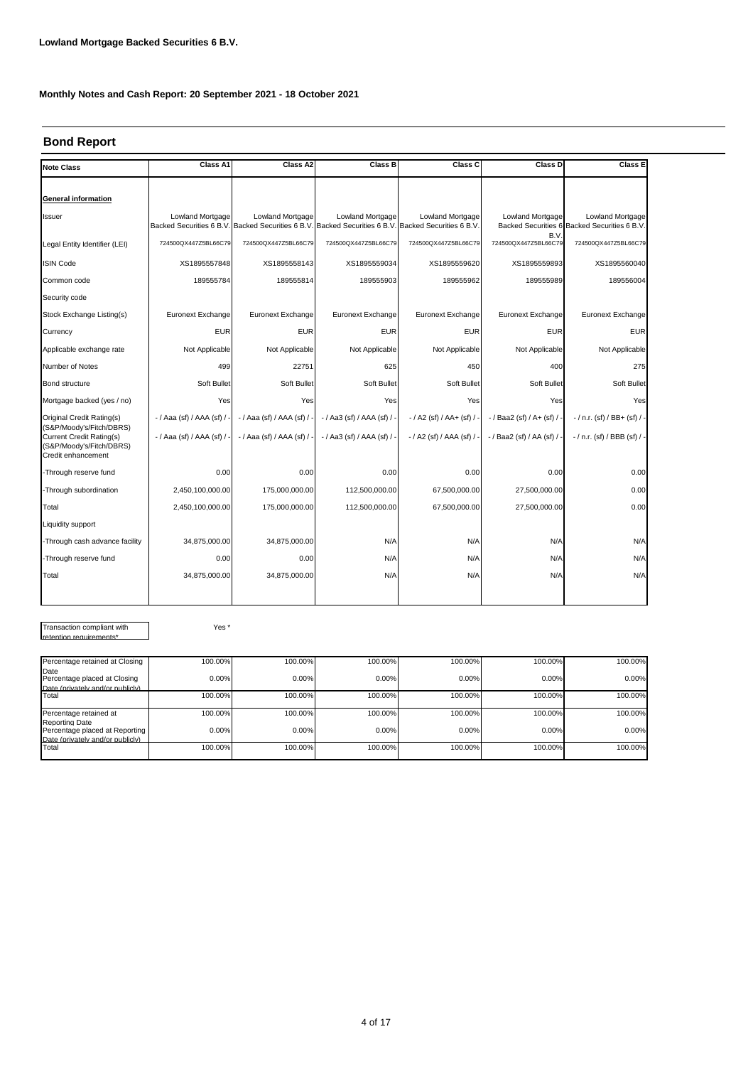**Lowland Mortgage Backed Securities 6 B.V.**

**Monthly Notes and Cash Report: 20 September 2021 - 18 October 2021**

## Bond Report

| Note Class | Class A1 | Class A2 | Class B | Class C | Class D | Class E |
|---|---|---|---|---|---|---|
| **General information** | | | | | | |
| Issuer | Lowland Mortgage Backed Securities 6 B.V. | Lowland Mortgage Backed Securities 6 B.V. | Lowland Mortgage Backed Securities 6 B.V. | Lowland Mortgage Backed Securities 6 B.V. | Lowland Mortgage Backed Securities 6 B.V. | Lowland Mortgage Backed Securities 6 B.V. |
| Legal Entity Identifier (LEI) | 724500QX447Z5BL66C79 | 724500QX447Z5BL66C79 | 724500QX447Z5BL66C79 | 724500QX447Z5BL66C79 | 724500QX447Z5BL66C79 | 724500QX447Z5BL66C79 |
| ISIN Code | XS1895557848 | XS1895558143 | XS1895559034 | XS1895559620 | XS1895559893 | XS1895560040 |
| Common code | 189555784 | 189555814 | 189555903 | 189555962 | 189555989 | 189556004 |
| Security code | | | | | | |
| Stock Exchange Listing(s) | Euronext Exchange | Euronext Exchange | Euronext Exchange | Euronext Exchange | Euronext Exchange | Euronext Exchange |
| Currency | EUR | EUR | EUR | EUR | EUR | EUR |
| Applicable exchange rate | Not Applicable | Not Applicable | Not Applicable | Not Applicable | Not Applicable | Not Applicable |
| Number of Notes | 499 | 22751 | 625 | 450 | 400 | 275 |
| Bond structure | Soft Bullet | Soft Bullet | Soft Bullet | Soft Bullet | Soft Bullet | Soft Bullet |
| Mortgage backed (yes / no) | Yes | Yes | Yes | Yes | Yes | Yes |
| Original Credit Rating(s) (S&P/Moody's/Fitch/DBRS) | - / Aaa (sf) / AAA (sf) / - | - / Aaa (sf) / AAA (sf) / - | - / Aa3 (sf) / AAA (sf) / - | - / A2 (sf) / AA+ (sf) / - | - / Baa2 (sf) / A+ (sf) / - | - / n.r. (sf) / BB+ (sf) / - |
| Current Credit Rating(s) (S&P/Moody's/Fitch/DBRS) | - / Aaa (sf) / AAA (sf) / - | - / Aaa (sf) / AAA (sf) / - | - / Aa3 (sf) / AAA (sf) / - | - / A2 (sf) / AAA (sf) / - | - / Baa2 (sf) / AA (sf) / - | - / n.r. (sf) / BBB (sf) / - |
| Credit enhancement | | | | | | |
| -Through reserve fund | 0.00 | 0.00 | 0.00 | 0.00 | 0.00 | 0.00 |
| -Through subordination | 2,450,100,000.00 | 175,000,000.00 | 112,500,000.00 | 67,500,000.00 | 27,500,000.00 | 0.00 |
| Total | 2,450,100,000.00 | 175,000,000.00 | 112,500,000.00 | 67,500,000.00 | 27,500,000.00 | 0.00 |
| Liquidity support | | | | | | |
| -Through cash advance facility | 34,875,000.00 | 34,875,000.00 | N/A | N/A | N/A | N/A |
| -Through reserve fund | 0.00 | 0.00 | N/A | N/A | N/A | N/A |
| Total | 34,875,000.00 | 34,875,000.00 | N/A | N/A | N/A | N/A |

Transaction compliant with retention requirements*: Yes *

| | Class A1 | Class A2 | Class B | Class C | Class D | Class E |
|---|---|---|---|---|---|---|
| Percentage retained at Closing Date | 100.00% | 100.00% | 100.00% | 100.00% | 100.00% | 100.00% |
| Percentage placed at Closing Date (privately and/or publicly) | 0.00% | 0.00% | 0.00% | 0.00% | 0.00% | 0.00% |
| Total | 100.00% | 100.00% | 100.00% | 100.00% | 100.00% | 100.00% |
| Percentage retained at Reporting Date | 100.00% | 100.00% | 100.00% | 100.00% | 100.00% | 100.00% |
| Percentage placed at Reporting Date (privately and/or publicly) | 0.00% | 0.00% | 0.00% | 0.00% | 0.00% | 0.00% |
| Total | 100.00% | 100.00% | 100.00% | 100.00% | 100.00% | 100.00% |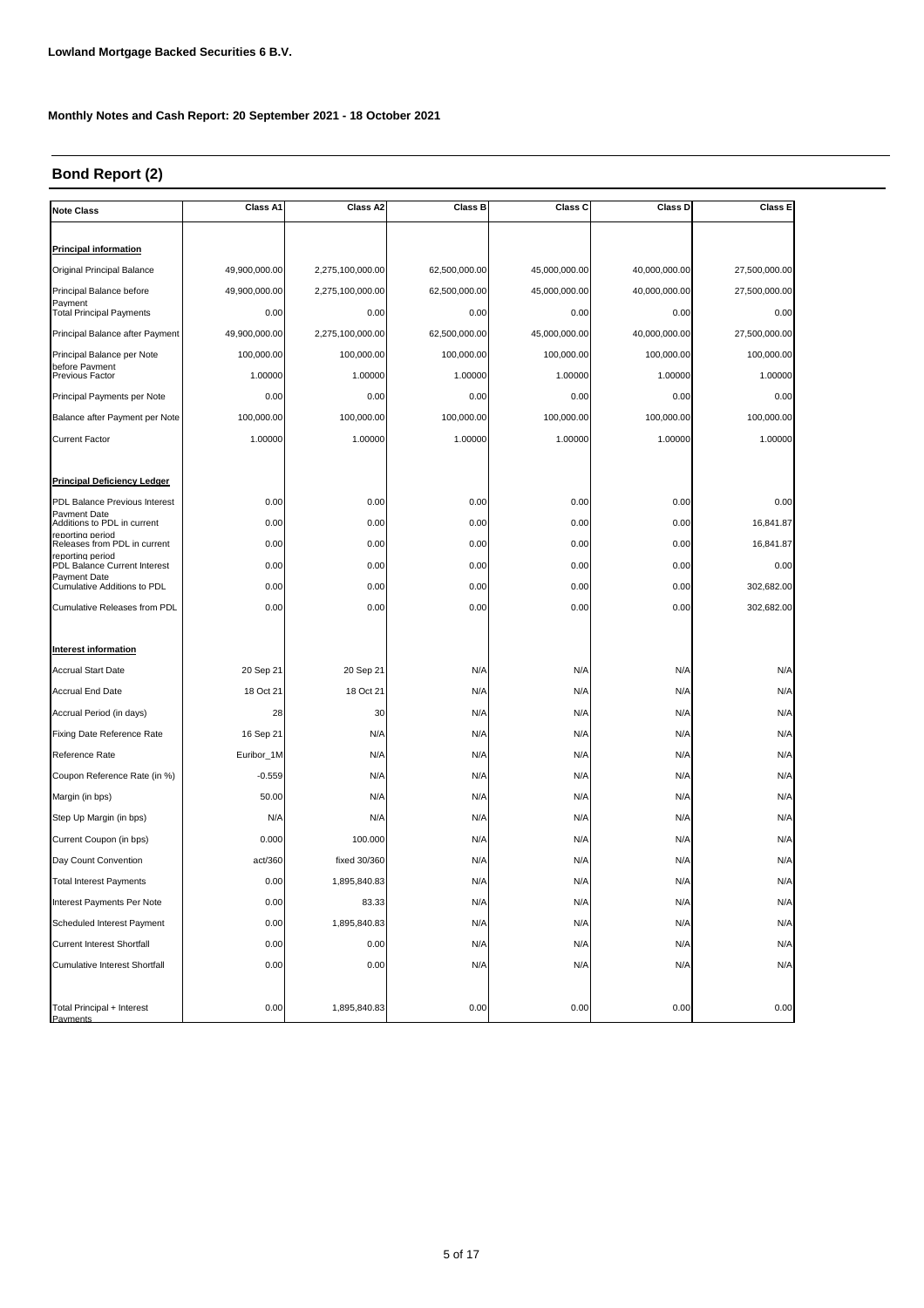**Lowland Mortgage Backed Securities 6 B.V.**

**Monthly Notes and Cash Report: 20 September 2021 - 18 October 2021**

## Bond Report (2)

| Note Class | Class A1 | Class A2 | Class B | Class C | Class D | Class E |
|---|---|---|---|---|---|---|
| **Principal information** | | | | | | |
| Original Principal Balance | 49,900,000.00 | 2,275,100,000.00 | 62,500,000.00 | 45,000,000.00 | 40,000,000.00 | 27,500,000.00 |
| Principal Balance before Payment | 49,900,000.00 | 2,275,100,000.00 | 62,500,000.00 | 45,000,000.00 | 40,000,000.00 | 27,500,000.00 |
| Total Principal Payments | 0.00 | 0.00 | 0.00 | 0.00 | 0.00 | 0.00 |
| Principal Balance after Payment | 49,900,000.00 | 2,275,100,000.00 | 62,500,000.00 | 45,000,000.00 | 40,000,000.00 | 27,500,000.00 |
| Principal Balance per Note before Payment | 100,000.00 | 100,000.00 | 100,000.00 | 100,000.00 | 100,000.00 | 100,000.00 |
| Previous Factor | 1.00000 | 1.00000 | 1.00000 | 1.00000 | 1.00000 | 1.00000 |
| Principal Payments per Note | 0.00 | 0.00 | 0.00 | 0.00 | 0.00 | 0.00 |
| Balance after Payment per Note | 100,000.00 | 100,000.00 | 100,000.00 | 100,000.00 | 100,000.00 | 100,000.00 |
| Current Factor | 1.00000 | 1.00000 | 1.00000 | 1.00000 | 1.00000 | 1.00000 |
| **Principal Deficiency Ledger** | | | | | | |
| PDL Balance Previous Interest Payment Date | 0.00 | 0.00 | 0.00 | 0.00 | 0.00 | 0.00 |
| Additions to PDL in current reporting period | 0.00 | 0.00 | 0.00 | 0.00 | 0.00 | 16,841.87 |
| Releases from PDL in current reporting period | 0.00 | 0.00 | 0.00 | 0.00 | 0.00 | 16,841.87 |
| PDL Balance Current Interest Payment Date | 0.00 | 0.00 | 0.00 | 0.00 | 0.00 | 0.00 |
| Cumulative Additions to PDL | 0.00 | 0.00 | 0.00 | 0.00 | 0.00 | 302,682.00 |
| Cumulative Releases from PDL | 0.00 | 0.00 | 0.00 | 0.00 | 0.00 | 302,682.00 |
| **Interest information** | | | | | | |
| Accrual Start Date | 20 Sep 21 | 20 Sep 21 | N/A | N/A | N/A | N/A |
| Accrual End Date | 18 Oct 21 | 18 Oct 21 | N/A | N/A | N/A | N/A |
| Accrual Period (in days) | 28 | 30 | N/A | N/A | N/A | N/A |
| Fixing Date Reference Rate | 16 Sep 21 | N/A | N/A | N/A | N/A | N/A |
| Reference Rate | Euribor_1M | N/A | N/A | N/A | N/A | N/A |
| Coupon Reference Rate (in %) | -0.559 | N/A | N/A | N/A | N/A | N/A |
| Margin (in bps) | 50.00 | N/A | N/A | N/A | N/A | N/A |
| Step Up Margin (in bps) | N/A | N/A | N/A | N/A | N/A | N/A |
| Current Coupon (in bps) | 0.000 | 100.000 | N/A | N/A | N/A | N/A |
| Day Count Convention | act/360 | fixed 30/360 | N/A | N/A | N/A | N/A |
| Total Interest Payments | 0.00 | 1,895,840.83 | N/A | N/A | N/A | N/A |
| Interest Payments Per Note | 0.00 | 83.33 | N/A | N/A | N/A | N/A |
| Scheduled Interest Payment | 0.00 | 1,895,840.83 | N/A | N/A | N/A | N/A |
| Current Interest Shortfall | 0.00 | 0.00 | N/A | N/A | N/A | N/A |
| Cumulative Interest Shortfall | 0.00 | 0.00 | N/A | N/A | N/A | N/A |
| Total Principal + Interest Payments | 0.00 | 1,895,840.83 | 0.00 | 0.00 | 0.00 | 0.00 |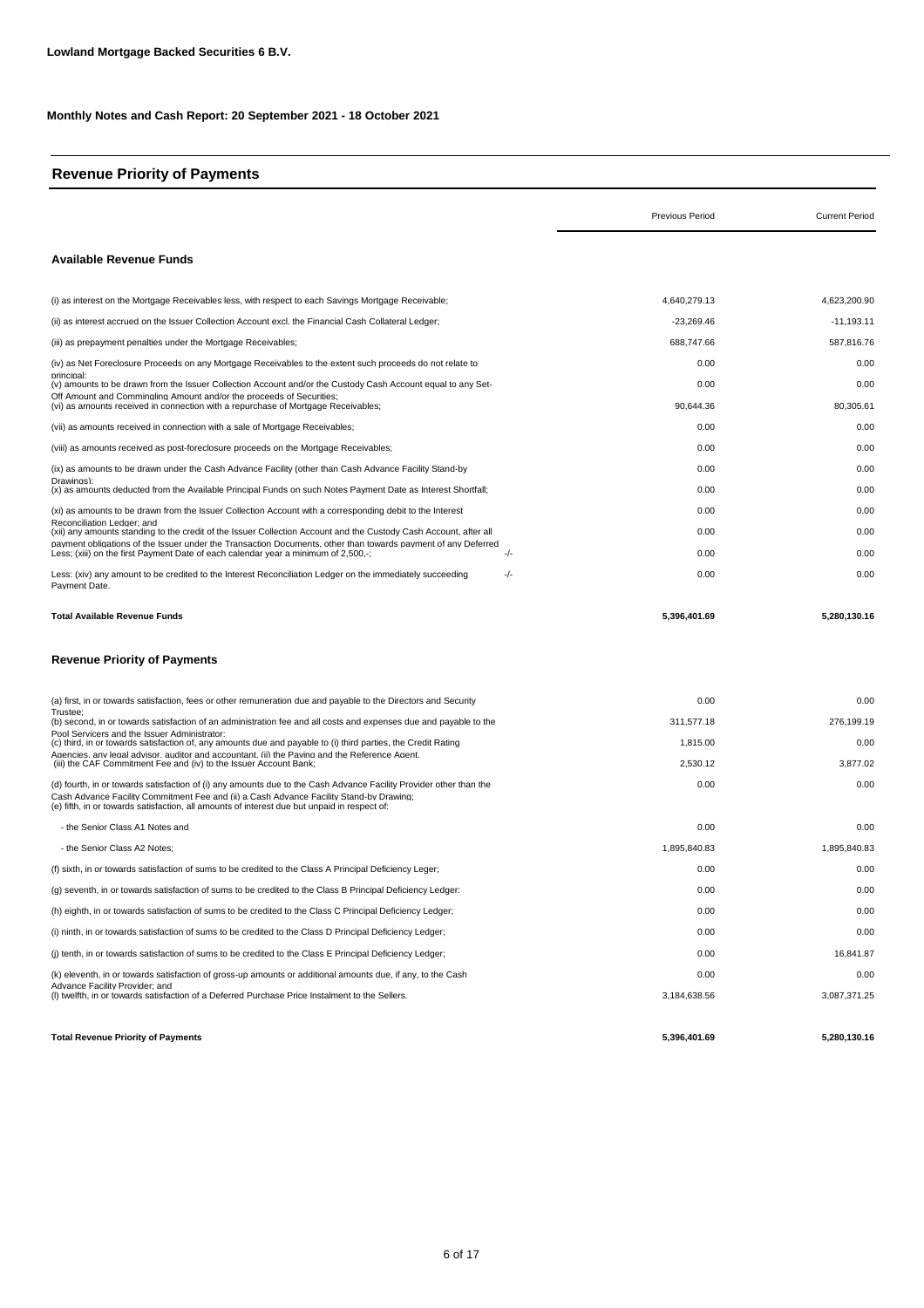**Lowland Mortgage Backed Securities 6 B.V.**

**Monthly Notes and Cash Report: 20 September 2021 - 18 October 2021**

## Revenue Priority of Payments

| | | Previous Period | Current Period |
|---|---|---|---|
| **Available Revenue Funds** | | | |
| (i) as interest on the Mortgage Receivables less, with respect to each Savings Mortgage Receivable; | | 4,640,279.13 | 4,623,200.90 |
| (ii) as interest accrued on the Issuer Collection Account excl. the Financial Cash Collateral Ledger; | | -23,269.46 | -11,193.11 |
| (iii) as prepayment penalties under the Mortgage Receivables; | | 688,747.66 | 587,816.76 |
| (iv) as Net Foreclosure Proceeds on any Mortgage Receivables to the extent such proceeds do not relate to principal; | | 0.00 | 0.00 |
| (v) amounts to be drawn from the Issuer Collection Account and/or the Custody Cash Account equal to any Set-Off Amount and Commingling Amount and/or the proceeds of Securities; | | 0.00 | 0.00 |
| (vi) as amounts received in connection with a repurchase of Mortgage Receivables; | | 90,644.36 | 80,305.61 |
| (vii) as amounts received in connection with a sale of Mortgage Receivables; | | 0.00 | 0.00 |
| (viii) as amounts received as post-foreclosure proceeds on the Mortgage Receivables; | | 0.00 | 0.00 |
| (ix) as amounts to be drawn under the Cash Advance Facility (other than Cash Advance Facility Stand-by Drawings); | | 0.00 | 0.00 |
| (x) as amounts deducted from the Available Principal Funds on such Notes Payment Date as Interest Shortfall; | | 0.00 | 0.00 |
| (xi) as amounts to be drawn from the Issuer Collection Account with a corresponding debit to the Interest Reconciliation Ledger; and | | 0.00 | 0.00 |
| (xii) any amounts standing to the credit of the Issuer Collection Account and the Custody Cash Account, after all payment obligations of the Issuer under the Transaction Documents, other than towards payment of any Deferred | | 0.00 | 0.00 |
| Less; (xiii) on the first Payment Date of each calendar year a minimum of 2,500,-; | -/- | 0.00 | 0.00 |
| Less: (xiv) any amount to be credited to the Interest Reconciliation Ledger on the immediately succeeding Payment Date. | -/- | 0.00 | 0.00 |
| **Total Available Revenue Funds** | | **5,396,401.69** | **5,280,130.16** |
| **Revenue Priority of Payments** | | | |
| (a) first, in or towards satisfaction, fees or other remuneration due and payable to the Directors and Security Trustee; | | 0.00 | 0.00 |
| (b) second, in or towards satisfaction of an administration fee and all costs and expenses due and payable to the Pool Servicers and the Issuer Administrator; | | 311,577.18 | 276,199.19 |
| (c) third, in or towards satisfaction of, any amounts due and payable to (i) third parties, the Credit Rating Agencies, any legal advisor, auditor and accountant, (ii) the Paying and the Reference Agent, | | 1,815.00 | 0.00 |
| (iii) the CAF Commitment Fee and (iv) to the Issuer Account Bank; | | 2,530.12 | 3,877.02 |
| (d) fourth, in or towards satisfaction of (i) any amounts due to the Cash Advance Facility Provider other than the Cash Advance Facility Commitment Fee and (ii) a Cash Advance Facility Stand-by Drawing; | | 0.00 | 0.00 |
| (e) fifth, in or towards satisfaction, all amounts of interest due but unpaid in respect of: | | | |
| - the Senior Class A1 Notes and | | 0.00 | 0.00 |
| - the Senior Class A2 Notes; | | 1,895,840.83 | 1,895,840.83 |
| (f) sixth, in or towards satisfaction of sums to be credited to the Class A Principal Deficiency Leger; | | 0.00 | 0.00 |
| (g) seventh, in or towards satisfaction of sums to be credited to the Class B Principal Deficiency Ledger: | | 0.00 | 0.00 |
| (h) eighth, in or towards satisfaction of sums to be credited to the Class C Principal Deficiency Ledger; | | 0.00 | 0.00 |
| (i) ninth, in or towards satisfaction of sums to be credited to the Class D Principal Deficiency Ledger; | | 0.00 | 0.00 |
| (j) tenth, in or towards satisfaction of sums to be credited to the Class E Principal Deficiency Ledger; | | 0.00 | 16,841.87 |
| (k) eleventh, in or towards satisfaction of gross-up amounts or additional amounts due, if any, to the Cash Advance Facility Provider; and | | 0.00 | 0.00 |
| (l) twelfth, in or towards satisfaction of a Deferred Purchase Price Instalment to the Sellers. | | 3,184,638.56 | 3,087,371.25 |
| **Total Revenue Priority of Payments** | | **5,396,401.69** | **5,280,130.16** |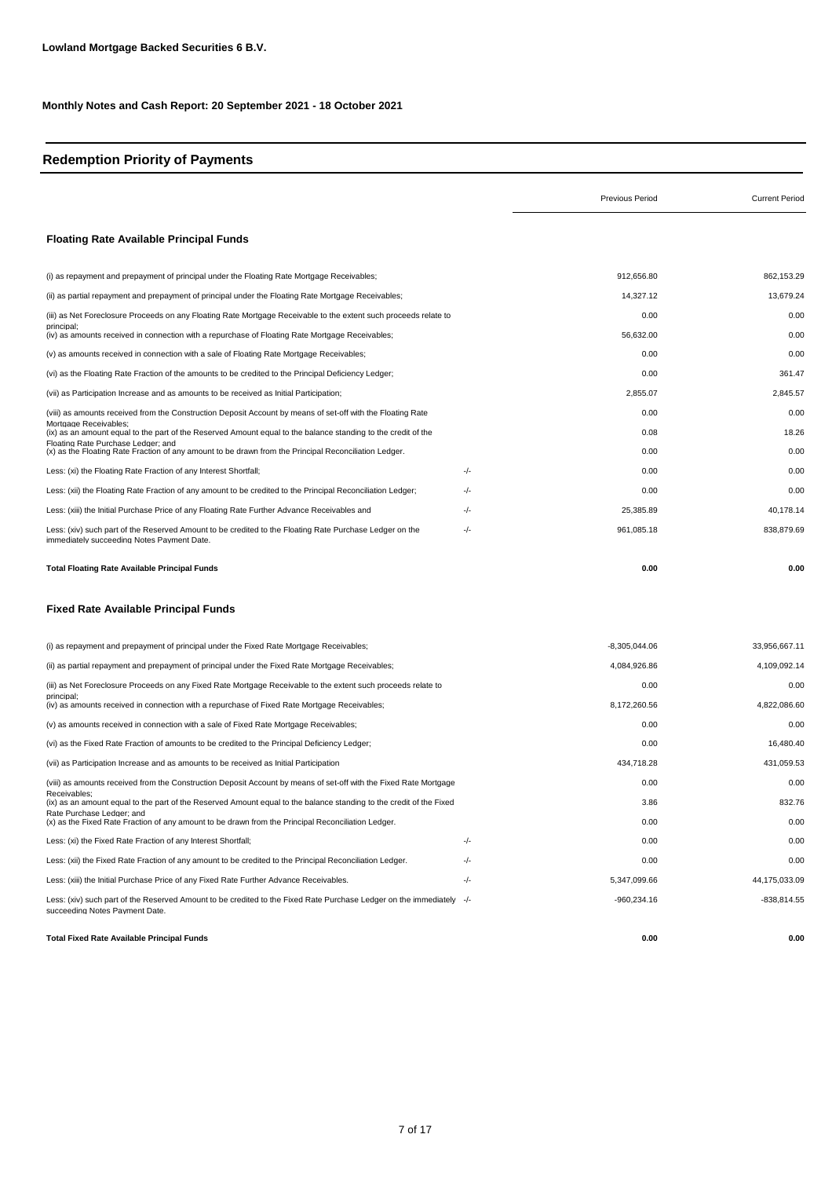**Lowland Mortgage Backed Securities 6 B.V.**

**Monthly Notes and Cash Report: 20 September 2021 - 18 October 2021**

## Redemption Priority of Payments

| | | Previous Period | Current Period |
|---|---|---|---|
| **Floating Rate Available Principal Funds** | | | |
| (i) as repayment and prepayment of principal under the Floating Rate Mortgage Receivables; | | 912,656.80 | 862,153.29 |
| (ii) as partial repayment and prepayment of principal under the Floating Rate Mortgage Receivables; | | 14,327.12 | 13,679.24 |
| (iii) as Net Foreclosure Proceeds on any Floating Rate Mortgage Receivable to the extent such proceeds relate to principal; | | 0.00 | 0.00 |
| (iv) as amounts received in connection with a repurchase of Floating Rate Mortgage Receivables; | | 56,632.00 | 0.00 |
| (v) as amounts received in connection with a sale of Floating Rate Mortgage Receivables; | | 0.00 | 0.00 |
| (vi) as the Floating Rate Fraction of the amounts to be credited to the Principal Deficiency Ledger; | | 0.00 | 361.47 |
| (vii) as Participation Increase and as amounts to be received as Initial Participation; | | 2,855.07 | 2,845.57 |
| (viii) as amounts received from the Construction Deposit Account by means of set-off with the Floating Rate Mortgage Receivables; | | 0.00 | 0.00 |
| (ix) as an amount equal to the part of the Reserved Amount equal to the balance standing to the credit of the Floating Rate Purchase Ledger; and | | 0.08 | 18.26 |
| (x) as the Floating Rate Fraction of any amount to be drawn from the Principal Reconciliation Ledger. | | 0.00 | 0.00 |
| Less: (xi) the Floating Rate Fraction of any Interest Shortfall; | -/- | 0.00 | 0.00 |
| Less: (xii) the Floating Rate Fraction of any amount to be credited to the Principal Reconciliation Ledger; | -/- | 0.00 | 0.00 |
| Less: (xiii) the Initial Purchase Price of any Floating Rate Further Advance Receivables and | -/- | 25,385.89 | 40,178.14 |
| Less: (xiv) such part of the Reserved Amount to be credited to the Floating Rate Purchase Ledger on the immediately succeeding Notes Payment Date. | -/- | 961,085.18 | 838,879.69 |
| **Total Floating Rate Available Principal Funds** | | **0.00** | **0.00** |
| **Fixed Rate Available Principal Funds** | | | |
| (i) as repayment and prepayment of principal under the Fixed Rate Mortgage Receivables; | | -8,305,044.06 | 33,956,667.11 |
| (ii) as partial repayment and prepayment of principal under the Fixed Rate Mortgage Receivables; | | 4,084,926.86 | 4,109,092.14 |
| (iii) as Net Foreclosure Proceeds on any Fixed Rate Mortgage Receivable to the extent such proceeds relate to principal; | | 0.00 | 0.00 |
| (iv) as amounts received in connection with a repurchase of Fixed Rate Mortgage Receivables; | | 8,172,260.56 | 4,822,086.60 |
| (v) as amounts received in connection with a sale of Fixed Rate Mortgage Receivables; | | 0.00 | 0.00 |
| (vi) as the Fixed Rate Fraction of amounts to be credited to the Principal Deficiency Ledger; | | 0.00 | 16,480.40 |
| (vii) as Participation Increase and as amounts to be received as Initial Participation | | 434,718.28 | 431,059.53 |
| (viii) as amounts received from the Construction Deposit Account by means of set-off with the Fixed Rate Mortgage Receivables; | | 0.00 | 0.00 |
| (ix) as an amount equal to the part of the Reserved Amount equal to the balance standing to the credit of the Fixed Rate Purchase Ledger; and | | 3.86 | 832.76 |
| (x) as the Fixed Rate Fraction of any amount to be drawn from the Principal Reconciliation Ledger. | | 0.00 | 0.00 |
| Less: (xi) the Fixed Rate Fraction of any Interest Shortfall; | -/- | 0.00 | 0.00 |
| Less: (xii) the Fixed Rate Fraction of any amount to be credited to the Principal Reconciliation Ledger. | -/- | 0.00 | 0.00 |
| Less: (xiii) the Initial Purchase Price of any Fixed Rate Further Advance Receivables. | -/- | 5,347,099.66 | 44,175,033.09 |
| Less: (xiv) such part of the Reserved Amount to be credited to the Fixed Rate Purchase Ledger on the immediately succeeding Notes Payment Date. | -/- | -960,234.16 | -838,814.55 |
| **Total Fixed Rate Available Principal Funds** | | **0.00** | **0.00** |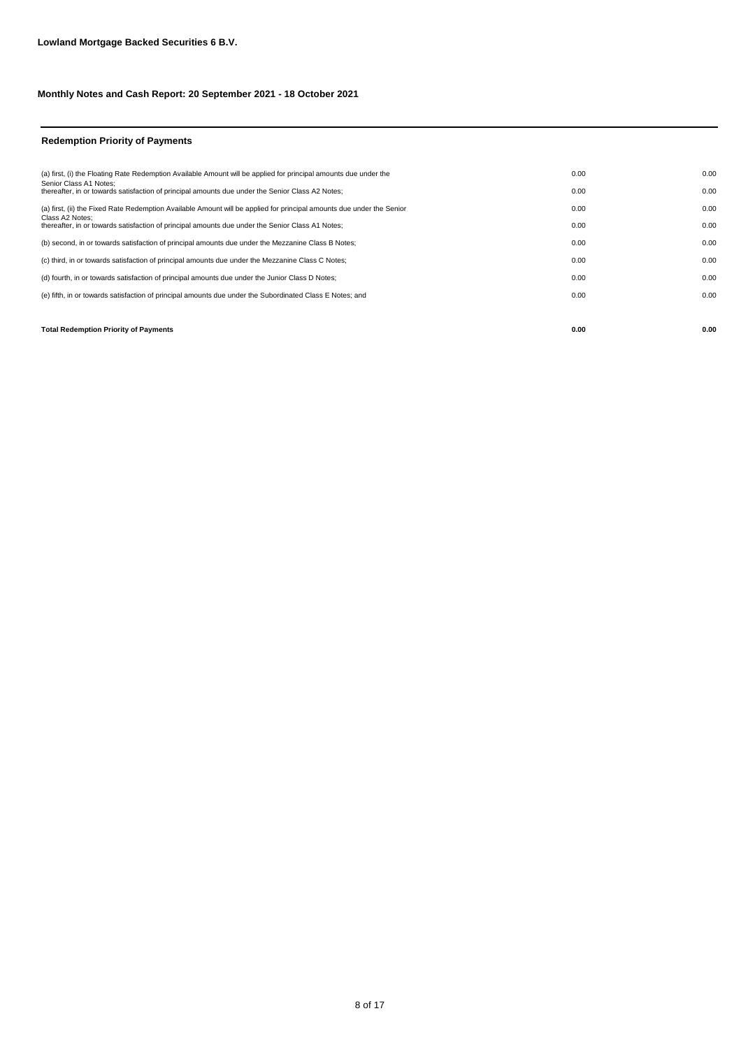**Lowland Mortgage Backed Securities 6 B.V.**

**Monthly Notes and Cash Report: 20 September 2021 - 18 October 2021**

## Redemption Priority of Payments

| | | |
|---|---|---|
| (a) first, (i) the Floating Rate Redemption Available Amount will be applied for principal amounts due under the Senior Class A1 Notes; | 0.00 | 0.00 |
| thereafter, in or towards satisfaction of principal amounts due under the Senior Class A2 Notes; | 0.00 | 0.00 |
| (a) first, (ii) the Fixed Rate Redemption Available Amount will be applied for principal amounts due under the Senior Class A2 Notes; | 0.00 | 0.00 |
| thereafter, in or towards satisfaction of principal amounts due under the Senior Class A1 Notes; | 0.00 | 0.00 |
| (b) second, in or towards satisfaction of principal amounts due under the Mezzanine Class B Notes; | 0.00 | 0.00 |
| (c) third, in or towards satisfaction of principal amounts due under the Mezzanine Class C Notes; | 0.00 | 0.00 |
| (d) fourth, in or towards satisfaction of principal amounts due under the Junior Class D Notes; | 0.00 | 0.00 |
| (e) fifth, in or towards satisfaction of principal amounts due under the Subordinated Class E Notes; and | 0.00 | 0.00 |
| **Total Redemption Priority of Payments** | **0.00** | **0.00** |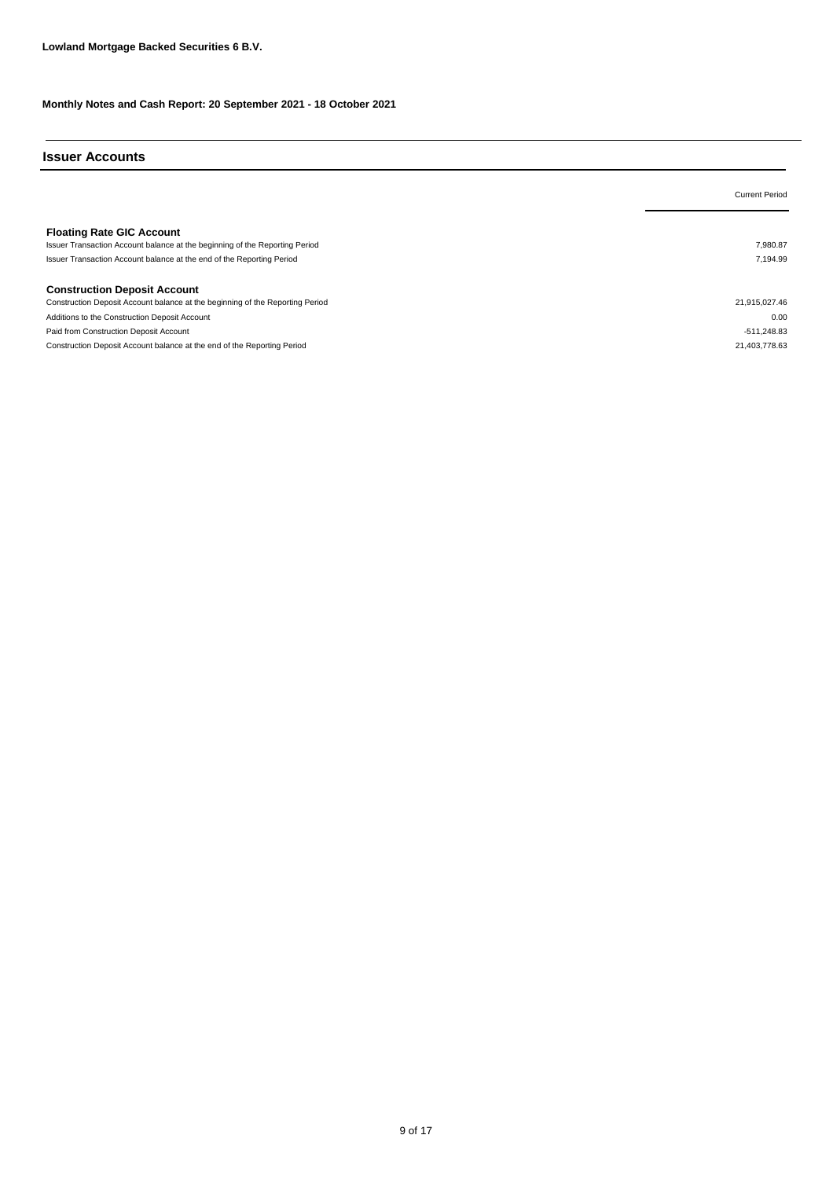**Lowland Mortgage Backed Securities 6 B.V.**

**Monthly Notes and Cash Report: 20 September 2021 - 18 October 2021**

## Issuer Accounts

| | Current Period |
|---|---|
| **Floating Rate GIC Account** | |
| Issuer Transaction Account balance at the beginning of the Reporting Period | 7,980.87 |
| Issuer Transaction Account balance at the end of the Reporting Period | 7,194.99 |
| | |
| **Construction Deposit Account** | |
| Construction Deposit Account balance at the beginning of the Reporting Period | 21,915,027.46 |
| Additions to the Construction Deposit Account | 0.00 |
| Paid from Construction Deposit Account | -511,248.83 |
| Construction Deposit Account balance at the end of the Reporting Period | 21,403,778.63 |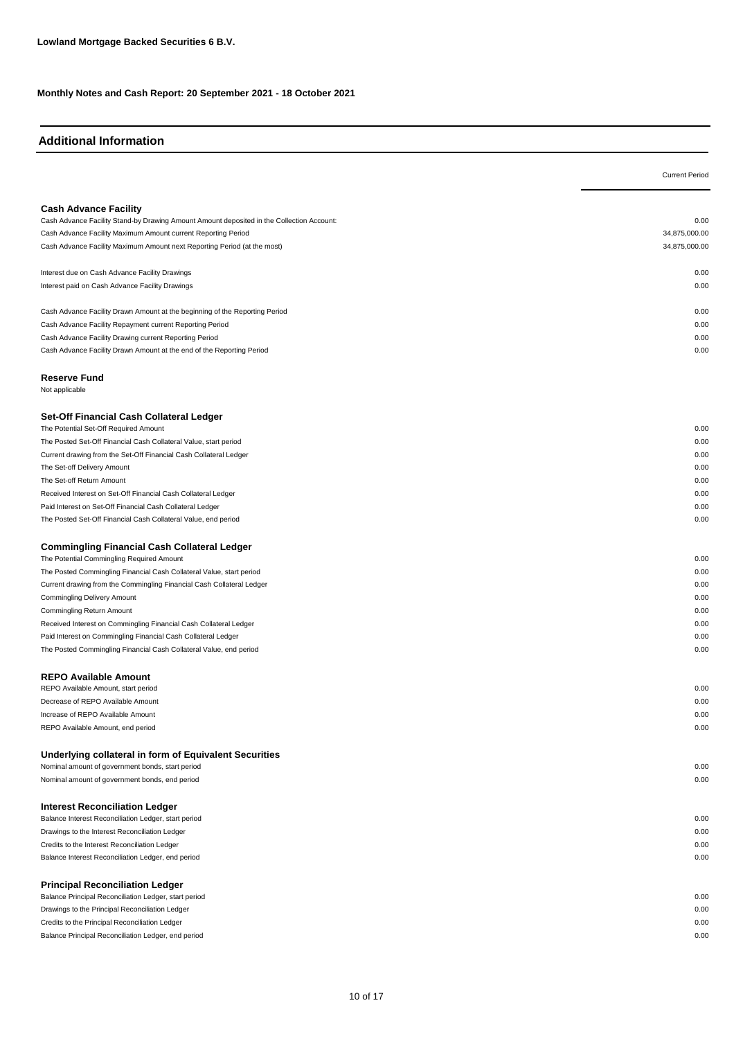**Lowland Mortgage Backed Securities 6 B.V.**

**Monthly Notes and Cash Report: 20 September 2021 - 18 October 2021**

## Additional Information

| | Current Period |
|---|---|
| **Cash Advance Facility** | |
| Cash Advance Facility Stand-by Drawing Amount Amount deposited in the Collection Account: | 0.00 |
| Cash Advance Facility Maximum Amount current Reporting Period | 34,875,000.00 |
| Cash Advance Facility Maximum Amount next Reporting Period (at the most) | 34,875,000.00 |
| Interest due on Cash Advance Facility Drawings | 0.00 |
| Interest paid on Cash Advance Facility Drawings | 0.00 |
| Cash Advance Facility Drawn Amount at the beginning of the Reporting Period | 0.00 |
| Cash Advance Facility Repayment current Reporting Period | 0.00 |
| Cash Advance Facility Drawing current Reporting Period | 0.00 |
| Cash Advance Facility Drawn Amount at the end of the Reporting Period | 0.00 |
| **Reserve Fund** | |
| Not applicable | |
| **Set-Off Financial Cash Collateral Ledger** | |
| The Potential Set-Off Required Amount | 0.00 |
| The Posted Set-Off Financial Cash Collateral Value, start period | 0.00 |
| Current drawing from the Set-Off Financial Cash Collateral Ledger | 0.00 |
| The Set-off Delivery Amount | 0.00 |
| The Set-off Return Amount | 0.00 |
| Received Interest on Set-Off Financial Cash Collateral Ledger | 0.00 |
| Paid Interest on Set-Off Financial Cash Collateral Ledger | 0.00 |
| The Posted Set-Off Financial Cash Collateral Value, end period | 0.00 |
| **Commingling Financial Cash Collateral Ledger** | |
| The Potential Commingling Required Amount | 0.00 |
| The Posted Commingling Financial Cash Collateral Value, start period | 0.00 |
| Current drawing from the Commingling Financial Cash Collateral Ledger | 0.00 |
| Commingling Delivery Amount | 0.00 |
| Commingling Return Amount | 0.00 |
| Received Interest on Commingling Financial Cash Collateral Ledger | 0.00 |
| Paid Interest on Commingling Financial Cash Collateral Ledger | 0.00 |
| The Posted Commingling Financial Cash Collateral Value, end period | 0.00 |
| **REPO Available Amount** | |
| REPO Available Amount, start period | 0.00 |
| Decrease of REPO Available Amount | 0.00 |
| Increase of REPO Available Amount | 0.00 |
| REPO Available Amount, end period | 0.00 |
| **Underlying collateral in form of Equivalent Securities** | |
| Nominal amount of government bonds, start period | 0.00 |
| Nominal amount of government bonds, end period | 0.00 |
| **Interest Reconciliation Ledger** | |
| Balance Interest Reconciliation Ledger, start period | 0.00 |
| Drawings to the Interest Reconciliation Ledger | 0.00 |
| Credits to the Interest Reconciliation Ledger | 0.00 |
| Balance Interest Reconciliation Ledger, end period | 0.00 |
| **Principal Reconciliation Ledger** | |
| Balance Principal Reconciliation Ledger, start period | 0.00 |
| Drawings to the Principal Reconciliation Ledger | 0.00 |
| Credits to the Principal Reconciliation Ledger | 0.00 |
| Balance Principal Reconciliation Ledger, end period | 0.00 |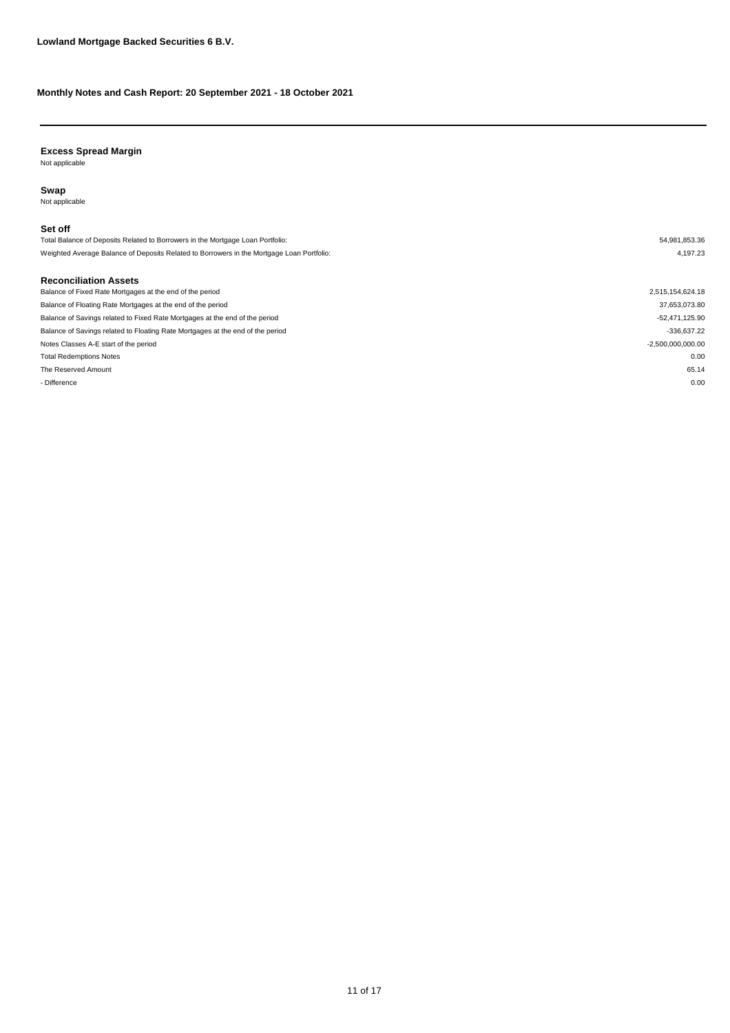**Lowland Mortgage Backed Securities 6 B.V.**

**Monthly Notes and Cash Report: 20 September 2021 - 18 October 2021**

---

### Excess Spread Margin

Not applicable

### Swap

Not applicable

### Set off

| | |
|---|---:|
| Total Balance of Deposits Related to Borrowers in the Mortgage Loan Portfolio: | 54,981,853.36 |
| Weighted Average Balance of Deposits Related to Borrowers in the Mortgage Loan Portfolio: | 4,197.23 |

### Reconciliation Assets

| | |
|---|---:|
| Balance of Fixed Rate Mortgages at the end of the period | 2,515,154,624.18 |
| Balance of Floating Rate Mortgages at the end of the period | 37,653,073.80 |
| Balance of Savings related to Fixed Rate Mortgages at the end of the period | -52,471,125.90 |
| Balance of Savings related to Floating Rate Mortgages at the end of the period | -336,637.22 |
| Notes Classes A-E start of the period | -2,500,000,000.00 |
| Total Redemptions Notes | 0.00 |
| The Reserved Amount | 65.14 |
| - Difference | 0.00 |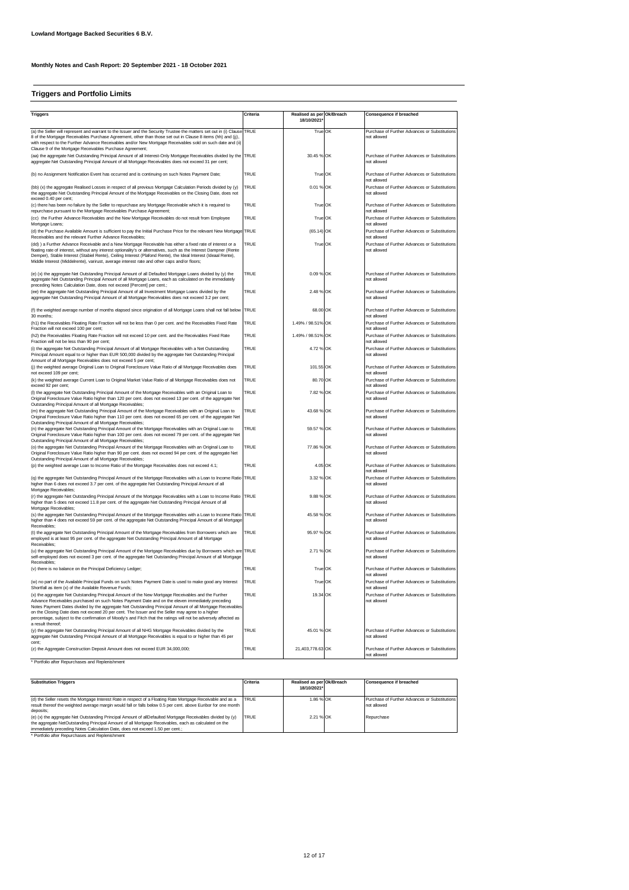**Lowland Mortgage Backed Securities 6 B.V.**

**Monthly Notes and Cash Report: 20 September 2021 - 18 October 2021**

## Triggers and Portfolio Limits

| Triggers | Criteria | Realised as per 18/10/2021* | Ok/Breach | Consequence if breached |
|---|---|---|---|---|
| (a) the Seller will represent and warrant to the Issuer and the Security Trustee the matters set out in (i) Clause 8 of the Mortgage Receivables Purchase Agreement, other than those set out in Clause 8 items (hh) and (jj), with respect to the Further Advance Receivables and/or New Mortgage Receivables sold on such date and (ii) Clause 9 of the Mortgage Receivables Purchase Agreement; | TRUE | True | OK | Purchase of Further Advances or Substitutions not allowed |
| (aa) the aggregate Net Outstanding Principal Amount of all Interest-Only Mortgage Receivables divided by the aggregate Net Outstanding Principal Amount of all Mortgage Receivables does not exceed 31 per cent; | TRUE | 30.45 % | OK | Purchase of Further Advances or Substitutions not allowed |
| (b) no Assignment Notification Event has occurred and is continuing on such Notes Payment Date; | TRUE | True | OK | Purchase of Further Advances or Substitutions not allowed |
| (bb) (x) the aggregate Realised Losses in respect of all previous Mortgage Calculation Periods divided by (y) the aggregate Net Outstanding Principal Amount of the Mortgage Receivables on the Closing Date, does not exceed 0.40 per cent; | TRUE | 0.01 % | OK | Purchase of Further Advances or Substitutions not allowed |
| (c) there has been no failure by the Seller to repurchase any Mortgage Receivable which it is required to repurchase pursuant to the Mortgage Receivables Purchase Agreement; | TRUE | True | OK | Purchase of Further Advances or Substitutions not allowed |
| (cc) the Further Advance Receivables and the New Mortgage Receivables do not result from Employee Mortgage Loans; | TRUE | True | OK | Purchase of Further Advances or Substitutions not allowed |
| (d) the Purchase Available Amount is sufficient to pay the Initial Purchase Price for the relevant New Mortgage Receivables and the relevant Further Advance Receivables; | TRUE | (65.14) | OK | Purchase of Further Advances or Substitutions not allowed |
| (dd) ) a Further Advance Receivable and a New Mortgage Receivable has either a fixed rate of interest or a floating rate of interest, without any interest optionality's or alternatives, such as the Interest Dampner (Rente Demper), Stable Interest (Stabiel Rente), Ceiling Interest (Plafond Rente), the Ideal Interest (Ideaal Rente), Middle Interest (Middelrente), varirust, average interest rate and other caps and/or floors; | TRUE | True | OK | Purchase of Further Advances or Substitutions not allowed |
| (e) (x) the aggregate Net Outstanding Principal Amount of all Defaulted Mortgage Loans divided by (y) the aggregate Net Outstanding Principal Amount of all Mortgage Loans, each as calculated on the immediately preceding Notes Calculation Date, does not exceed [Percent] per cent.; | TRUE | 0.09 % | OK | Purchase of Further Advances or Substitutions not allowed |
| (ee) the aggregate Net Outstanding Principal Amount of all Investment Mortgage Loans divided by the aggregate Net Outstanding Principal Amount of all Mortgage Receivables does not exceed 3.2 per cent; | TRUE | 2.48 % | OK | Purchase of Further Advances or Substitutions not allowed |
| (f) the weighted average number of months elapsed since origination of all Mortgage Loans shall not fall below 30 months; | TRUE | 68.00 | OK | Purchase of Further Advances or Substitutions not allowed |
| (h1) the Receivables Floating Rate Fraction will not be less than 0 per cent. and the Receivables Fixed Rate Fraction will not exceed 100 per cent; | TRUE | 1.49% / 98.51% | OK | Purchase of Further Advances or Substitutions not allowed |
| (h2) the Receivables Floating Rate Fraction will not exceed 10 per cent. and the Receivables Fixed Rate Fraction will not be less than 90 per cent; | TRUE | 1.49% / 98.51% | OK | Purchase of Further Advances or Substitutions not allowed |
| (i) the aggregate Net Outstanding Principal Amount of all Mortgage Receivables with a Net Outstanding Principal Amount equal to or higher than EUR 500,000 divided by the aggregate Net Outstanding Principal Amount of all Mortgage Receivables does not exceed 5 per cent; | TRUE | 4.72 % | OK | Purchase of Further Advances or Substitutions not allowed |
| (j) the weighted average Original Loan to Original Foreclosure Value Ratio of all Mortgage Receivables does not exceed 109 per cent; | TRUE | 101.55 | OK | Purchase of Further Advances or Substitutions not allowed |
| (k) the weighted average Current Loan to Original Market Value Ratio of all Mortgage Receivables does not exceed 92 per cent; | TRUE | 80.70 | OK | Purchase of Further Advances or Substitutions not allowed |
| (l) the aggregate Net Outstanding Principal Amount of the Mortgage Receivables with an Original Loan to Original Foreclosure Value Ratio higher than 120 per cent. does not exceed 13 per cent. of the aggregate Net Outstanding Principal Amount of all Mortgage Receivables; | TRUE | 7.82 % | OK | Purchase of Further Advances or Substitutions not allowed |
| (m) the aggregate Net Outstanding Principal Amount of the Mortgage Receivables with an Original Loan to Original Foreclosure Value Ratio higher than 110 per cent. does not exceed 65 per cent. of the aggregate Net Outstanding Principal Amount of all Mortgage Receivables; | TRUE | 43.68 % | OK | Purchase of Further Advances or Substitutions not allowed |
| (n) the aggregate Net Outstanding Principal Amount of the Mortgage Receivables with an Original Loan to Original Foreclosure Value Ratio higher than 100 per cent. does not exceed 79 per cent. of the aggregate Net Outstanding Principal Amount of all Mortgage Receivables; | TRUE | 59.57 % | OK | Purchase of Further Advances or Substitutions not allowed |
| (o) the aggregate Net Outstanding Principal Amount of the Mortgage Receivables with an Original Loan to Original Foreclosure Value Ratio higher than 90 per cent. does not exceed 94 per cent. of the aggregate Net Outstanding Principal Amount of all Mortgage Receivables; | TRUE | 77.86 % | OK | Purchase of Further Advances or Substitutions not allowed |
| (p) the weighted average Loan to Income Ratio of the Mortgage Receivables does not exceed 4.1; | TRUE | 4.05 | OK | Purchase of Further Advances or Substitutions not allowed |
| (q) the aggregate Net Outstanding Principal Amount of the Mortgage Receivables with a Loan to Income Ratio higher than 6 does not exceed 3.7 per cent. of the aggregate Net Outstanding Principal Amount of all Mortgage Receivables; | TRUE | 3.32 % | OK | Purchase of Further Advances or Substitutions not allowed |
| (r) the aggregate Net Outstanding Principal Amount of the Mortgage Receivables with a Loan to Income Ratio higher than 5 does not exceed 11.8 per cent. of the aggregate Net Outstanding Principal Amount of all Mortgage Receivables; | TRUE | 9.88 % | OK | Purchase of Further Advances or Substitutions not allowed |
| (s) the aggregate Net Outstanding Principal Amount of the Mortgage Receivables with a Loan to Income Ratio higher than 4 does not exceed 59 per cent. of the aggregate Net Outstanding Principal Amount of all Mortgage Receivables; | TRUE | 45.58 % | OK | Purchase of Further Advances or Substitutions not allowed |
| (t) the aggregate Net Outstanding Principal Amount of the Mortgage Receivables from Borrowers which are employed is at least 95 per cent. of the aggregate Net Outstanding Principal Amount of all Mortgage Receivables; | TRUE | 95.97 % | OK | Purchase of Further Advances or Substitutions not allowed |
| (u) the aggregate Net Outstanding Principal Amount of the Mortgage Receivables due by Borrowers which are self-employed does not exceed 3 per cent. of the aggregate Net Outstanding Principal Amount of all Mortgage Receivables; | TRUE | 2.71 % | OK | Purchase of Further Advances or Substitutions not allowed |
| (v) there is no balance on the Principal Deficiency Ledger; | TRUE | True | OK | Purchase of Further Advances or Substitutions not allowed |
| (w) no part of the Available Principal Funds on such Notes Payment Date is used to make good any Interest Shortfall as item (x) of the Available Revenue Funds; | TRUE | True | OK | Purchase of Further Advances or Substitutions not allowed |
| (x) the aggregate Net Outstanding Principal Amount of the New Mortgage Receivables and the Further Advance Receivables purchased on such Notes Payment Date and on the eleven immediately preceding Notes Payment Dates divided by the aggregate Net Outstanding Principal Amount of all Mortgage Receivables on the Closing Date does not exceed 20 per cent. The Issuer and the Seller may agree to a higher percentage, subject to the confirmation of Moody's and Fitch that the ratings will not be adversely affected as a result thereof; | TRUE | 19.34 | OK | Purchase of Further Advances or Substitutions not allowed |
| (y) the aggregate Net Outstanding Principal Amount of all NHG Mortgage Receivables divided by the aggregate Net Outstanding Principal Amount of all Mortgage Receivables is equal to or higher than 45 per cent; | TRUE | 45.01 % | OK | Purchase of Further Advances or Substitutions not allowed |
| (z) the Aggregate Construction Deposit Amount does not exceed EUR 34,000,000; | TRUE | 21,403,778.63 | OK | Purchase of Further Advances or Substitutions not allowed |

\* Portfolio after Repurchases and Replenishment

| Substitution Triggers | Criteria | Realised as per 18/10/2021* | Ok/Breach | Consequence if breached |
|---|---|---|---|---|
| (d) the Seller resets the Mortgage Interest Rate in respect of a Floating Rate Mortgage Receivable and as a result thereof the weighted average margin would fall or falls below 0.5 per cent. above Euribor for one month deposits; | TRUE | 1.86 % | OK | Purchase of Further Advances or Substitutions not allowed |
| (e) (x) the aggregate Net Outstanding Principal Amount of allDefaulted Mortgage Receivables divided by (y) the aggregate NetOutstanding Principal Amount of all Mortgage Receivables, each as calculated on the immediately preceding Notes Calculation Date, does not exceed 1.50 per cent.; | TRUE | 2.21 % | OK | Repurchase |

\* Portfolio after Repurchases and Replenishment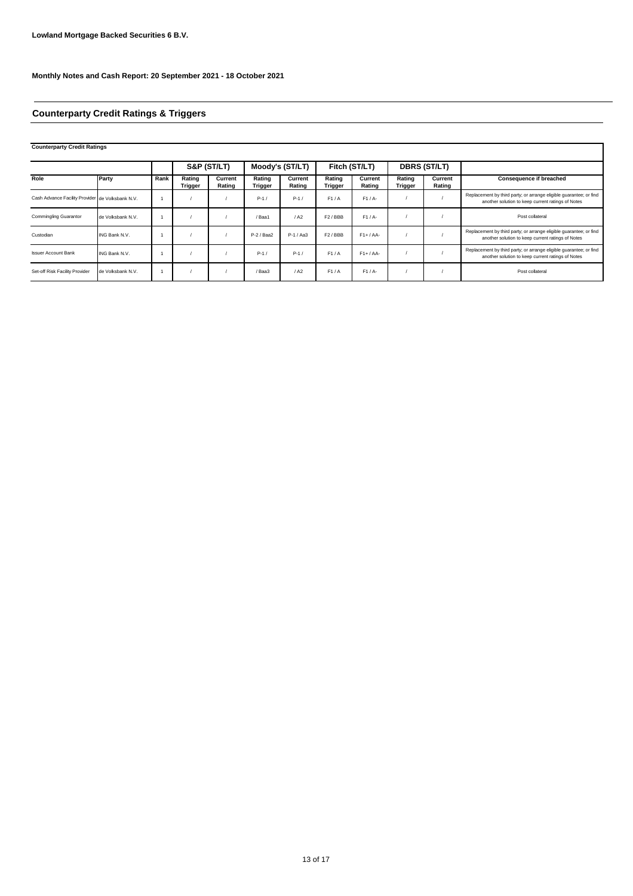**Lowland Mortgage Backed Securities 6 B.V.**

**Monthly Notes and Cash Report: 20 September 2021 - 18 October 2021**

## Counterparty Credit Ratings & Triggers

**Counterparty Credit Ratings**

| | | | S&P (ST/LT) | | Moody's (ST/LT) | | Fitch (ST/LT) | | DBRS (ST/LT) | | |
|---|---|---|---|---|---|---|---|---|---|---|---|
| **Role** | **Party** | **Rank** | **Rating Trigger** | **Current Rating** | **Rating Trigger** | **Current Rating** | **Rating Trigger** | **Current Rating** | **Rating Trigger** | **Current Rating** | **Consequence if breached** |
| Cash Advance Facility Provider | de Volksbank N.V. | 1 | / | / | P-1 / | P-1 / | F1 / A | F1 / A- | / | / | Replacement by third party; or arrange eligible guarantee; or find another solution to keep current ratings of Notes |
| Commingling Guarantor | de Volksbank N.V. | 1 | / | / | / Baa1 | / A2 | F2 / BBB | F1 / A- | / | / | Post collateral |
| Custodian | ING Bank N.V. | 1 | / | / | P-2 / Baa2 | P-1 / Aa3 | F2 / BBB | F1+ / AA- | / | / | Replacement by third party; or arrange eligible guarantee; or find another solution to keep current ratings of Notes |
| Issuer Account Bank | ING Bank N.V. | 1 | / | / | P-1 / | P-1 / | F1 / A | F1+ / AA- | / | / | Replacement by third party; or arrange eligible guarantee; or find another solution to keep current ratings of Notes |
| Set-off Risk Facility Provider | de Volksbank N.V. | 1 | / | / | / Baa3 | / A2 | F1 / A | F1 / A- | / | / | Post collateral |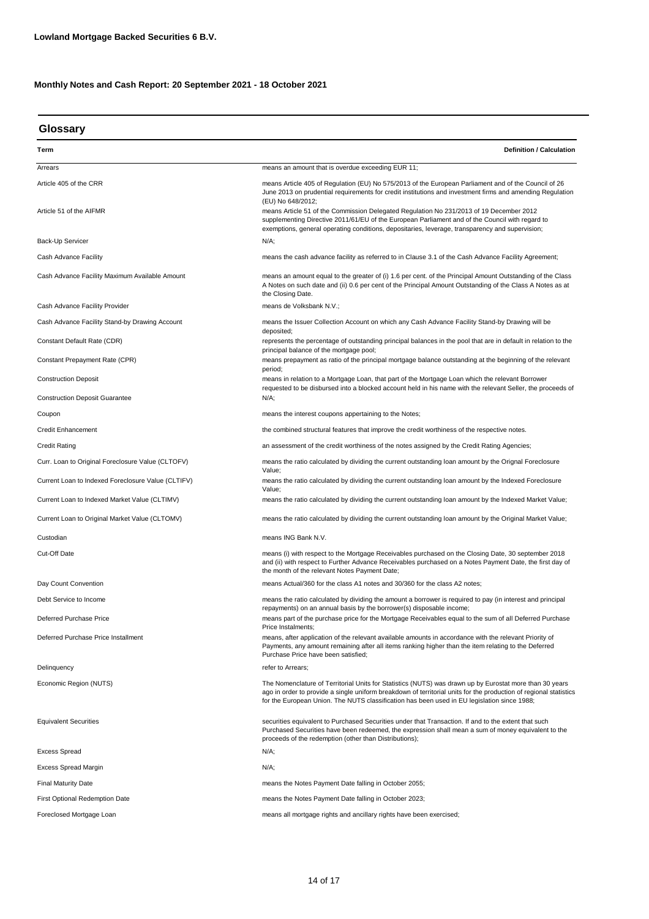**Lowland Mortgage Backed Securities 6 B.V.**

**Monthly Notes and Cash Report: 20 September 2021 - 18 October 2021**

## Glossary

| Term | Definition / Calculation |
|---|---|
| Arrears | means an amount that is overdue exceeding EUR 11; |
| Article 405 of the CRR | means Article 405 of Regulation (EU) No 575/2013 of the European Parliament and of the Council of 26 June 2013 on prudential requirements for credit institutions and investment firms and amending Regulation (EU) No 648/2012; |
| Article 51 of the AIFMR | means Article 51 of the Commission Delegated Regulation No 231/2013 of 19 December 2012 supplementing Directive 2011/61/EU of the European Parliament and of the Council with regard to exemptions, general operating conditions, depositaries, leverage, transparency and supervision; |
| Back-Up Servicer | N/A; |
| Cash Advance Facility | means the cash advance facility as referred to in Clause 3.1 of the Cash Advance Facility Agreement; |
| Cash Advance Facility Maximum Available Amount | means an amount equal to the greater of (i) 1.6 per cent. of the Principal Amount Outstanding of the Class A Notes on such date and (ii) 0.6 per cent of the Principal Amount Outstanding of the Class A Notes as at the Closing Date. |
| Cash Advance Facility Provider | means de Volksbank N.V.; |
| Cash Advance Facility Stand-by Drawing Account | means the Issuer Collection Account on which any Cash Advance Facility Stand-by Drawing will be deposited; |
| Constant Default Rate (CDR) | represents the percentage of outstanding principal balances in the pool that are in default in relation to the principal balance of the mortgage pool; |
| Constant Prepayment Rate (CPR) | means prepayment as ratio of the principal mortgage balance outstanding at the beginning of the relevant period; |
| Construction Deposit | means in relation to a Mortgage Loan, that part of the Mortgage Loan which the relevant Borrower requested to be disbursed into a blocked account held in his name with the relevant Seller, the proceeds of |
| Construction Deposit Guarantee | N/A; |
| Coupon | means the interest coupons appertaining to the Notes; |
| Credit Enhancement | the combined structural features that improve the credit worthiness of the respective notes. |
| Credit Rating | an assessment of the credit worthiness of the notes assigned by the Credit Rating Agencies; |
| Curr. Loan to Original Foreclosure Value (CLTOFV) | means the ratio calculated by dividing the current outstanding loan amount by the Orignal Foreclosure Value; |
| Current Loan to Indexed Foreclosure Value (CLTIFV) | means the ratio calculated by dividing the current outstanding loan amount by the Indexed Foreclosure Value; |
| Current Loan to Indexed Market Value (CLTIMV) | means the ratio calculated by dividing the current outstanding loan amount by the Indexed Market Value; |
| Current Loan to Original Market Value (CLTOMV) | means the ratio calculated by dividing the current outstanding loan amount by the Original Market Value; |
| Custodian | means ING Bank N.V. |
| Cut-Off Date | means (i) with respect to the Mortgage Receivables purchased on the Closing Date, 30 september 2018 and (ii) with respect to Further Advance Receivables purchased on a Notes Payment Date, the first day of the month of the relevant Notes Payment Date; |
| Day Count Convention | means Actual/360 for the class A1 notes and 30/360 for the class A2 notes; |
| Debt Service to Income | means the ratio calculated by dividing the amount a borrower is required to pay (in interest and principal repayments) on an annual basis by the borrower(s) disposable income; |
| Deferred Purchase Price | means part of the purchase price for the Mortgage Receivables equal to the sum of all Deferred Purchase Price Instalments; |
| Deferred Purchase Price Installment | means, after application of the relevant available amounts in accordance with the relevant Priority of Payments, any amount remaining after all items ranking higher than the item relating to the Deferred Purchase Price have been satisfied; |
| Delinquency | refer to Arrears; |
| Economic Region (NUTS) | The Nomenclature of Territorial Units for Statistics (NUTS) was drawn up by Eurostat more than 30 years ago in order to provide a single uniform breakdown of territorial units for the production of regional statistics for the European Union. The NUTS classification has been used in EU legislation since 1988; |
| Equivalent Securities | securities equivalent to Purchased Securities under that Transaction. If and to the extent that such Purchased Securities have been redeemed, the expression shall mean a sum of money equivalent to the proceeds of the redemption (other than Distributions); |
| Excess Spread | N/A; |
| Excess Spread Margin | N/A; |
| Final Maturity Date | means the Notes Payment Date falling in October 2055; |
| First Optional Redemption Date | means the Notes Payment Date falling in October 2023; |
| Foreclosed Mortgage Loan | means all mortgage rights and ancillary rights have been exercised; |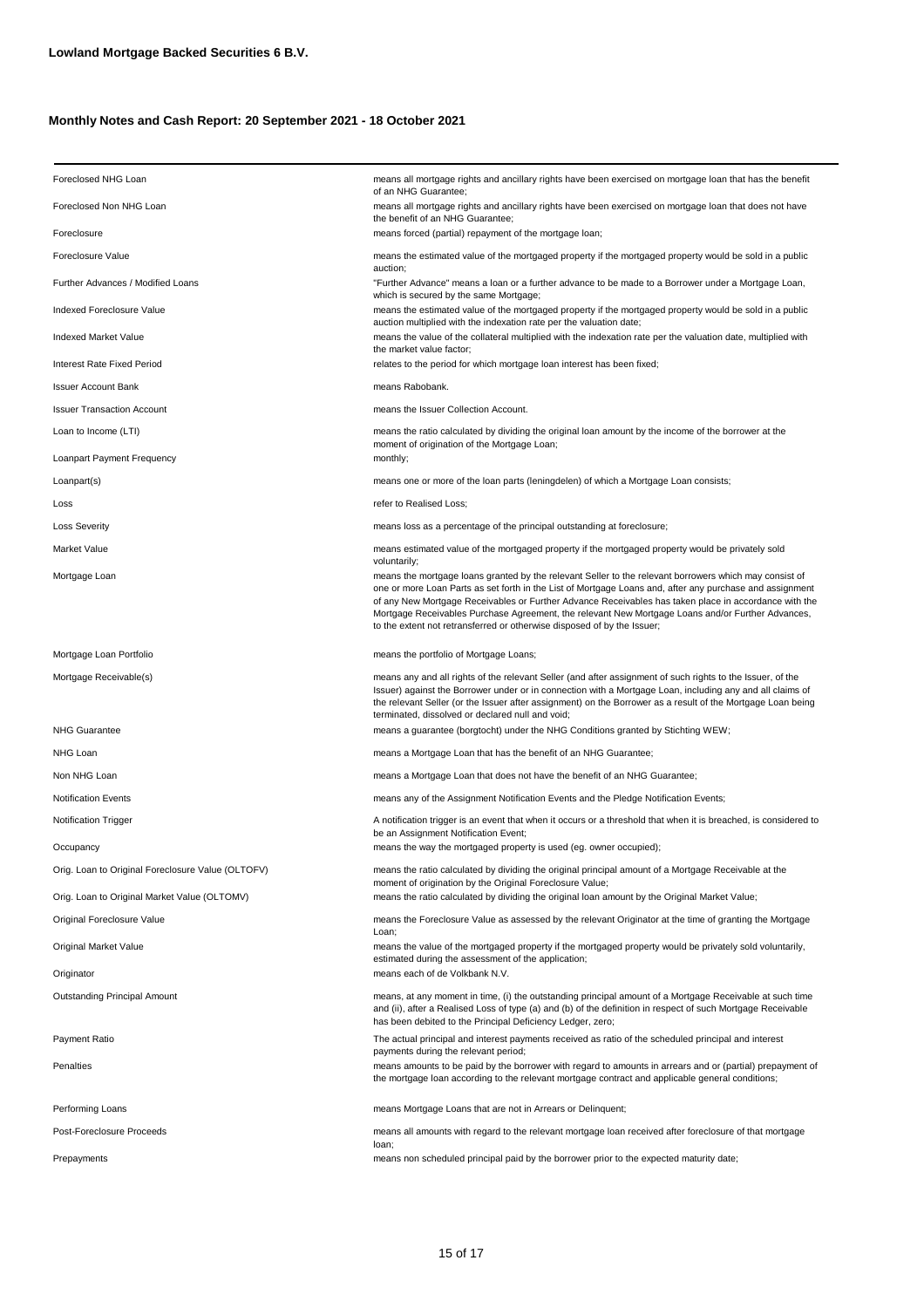**Lowland Mortgage Backed Securities 6 B.V.**

**Monthly Notes and Cash Report: 20 September 2021 - 18 October 2021**

| Term | Definition |
|---|---|
| Foreclosed NHG Loan | means all mortgage rights and ancillary rights have been exercised on mortgage loan that has the benefit of an NHG Guarantee; |
| Foreclosed Non NHG Loan | means all mortgage rights and ancillary rights have been exercised on mortgage loan that does not have the benefit of an NHG Guarantee; |
| Foreclosure | means forced (partial) repayment of the mortgage loan; |
| Foreclosure Value | means the estimated value of the mortgaged property if the mortgaged property would be sold in a public auction; |
| Further Advances / Modified Loans | "Further Advance" means a loan or a further advance to be made to a Borrower under a Mortgage Loan, which is secured by the same Mortgage; |
| Indexed Foreclosure Value | means the estimated value of the mortgaged property if the mortgaged property would be sold in a public auction multiplied with the indexation rate per the valuation date; |
| Indexed Market Value | means the value of the collateral multiplied with the indexation rate per the valuation date, multiplied with the market value factor; |
| Interest Rate Fixed Period | relates to the period for which mortgage loan interest has been fixed; |
| Issuer Account Bank | means Rabobank. |
| Issuer Transaction Account | means the Issuer Collection Account. |
| Loan to Income (LTI) | means the ratio calculated by dividing the original loan amount by the income of the borrower at the moment of origination of the Mortgage Loan; |
| Loanpart Payment Frequency | monthly; |
| Loanpart(s) | means one or more of the loan parts (leningdelen) of which a Mortgage Loan consists; |
| Loss | refer to Realised Loss; |
| Loss Severity | means loss as a percentage of the principal outstanding at foreclosure; |
| Market Value | means estimated value of the mortgaged property if the mortgaged property would be privately sold voluntarily; |
| Mortgage Loan | means the mortgage loans granted by the relevant Seller to the relevant borrowers which may consist of one or more Loan Parts as set forth in the List of Mortgage Loans and, after any purchase and assignment of any New Mortgage Receivables or Further Advance Receivables has taken place in accordance with the Mortgage Receivables Purchase Agreement, the relevant New Mortgage Loans and/or Further Advances, to the extent not retransferred or otherwise disposed of by the Issuer; |
| Mortgage Loan Portfolio | means the portfolio of Mortgage Loans; |
| Mortgage Receivable(s) | means any and all rights of the relevant Seller (and after assignment of such rights to the Issuer, of the Issuer) against the Borrower under or in connection with a Mortgage Loan, including any and all claims of the relevant Seller (or the Issuer after assignment) on the Borrower as a result of the Mortgage Loan being terminated, dissolved or declared null and void; |
| NHG Guarantee | means a guarantee (borgtocht) under the NHG Conditions granted by Stichting WEW; |
| NHG Loan | means a Mortgage Loan that has the benefit of an NHG Guarantee; |
| Non NHG Loan | means a Mortgage Loan that does not have the benefit of an NHG Guarantee; |
| Notification Events | means any of the Assignment Notification Events and the Pledge Notification Events; |
| Notification Trigger | A notification trigger is an event that when it occurs or a threshold that when it is breached, is considered to be an Assignment Notification Event; |
| Occupancy | means the way the mortgaged property is used (eg. owner occupied); |
| Orig. Loan to Original Foreclosure Value (OLTOFV) | means the ratio calculated by dividing the original principal amount of a Mortgage Receivable at the moment of origination by the Original Foreclosure Value; |
| Orig. Loan to Original Market Value (OLTOMV) | means the ratio calculated by dividing the original loan amount by the Original Market Value; |
| Original Foreclosure Value | means the Foreclosure Value as assessed by the relevant Originator at the time of granting the Mortgage Loan; |
| Original Market Value | means the value of the mortgaged property if the mortgaged property would be privately sold voluntarily, estimated during the assessment of the application; |
| Originator | means each of de Volkbank N.V. |
| Outstanding Principal Amount | means, at any moment in time, (i) the outstanding principal amount of a Mortgage Receivable at such time and (ii), after a Realised Loss of type (a) and (b) of the definition in respect of such Mortgage Receivable has been debited to the Principal Deficiency Ledger, zero; |
| Payment Ratio | The actual principal and interest payments received as ratio of the scheduled principal and interest payments during the relevant period; |
| Penalties | means amounts to be paid by the borrower with regard to amounts in arrears and or (partial) prepayment of the mortgage loan according to the relevant mortgage contract and applicable general conditions; |
| Performing Loans | means Mortgage Loans that are not in Arrears or Delinquent; |
| Post-Foreclosure Proceeds | means all amounts with regard to the relevant mortgage loan received after foreclosure of that mortgage loan; |
| Prepayments | means non scheduled principal paid by the borrower prior to the expected maturity date; |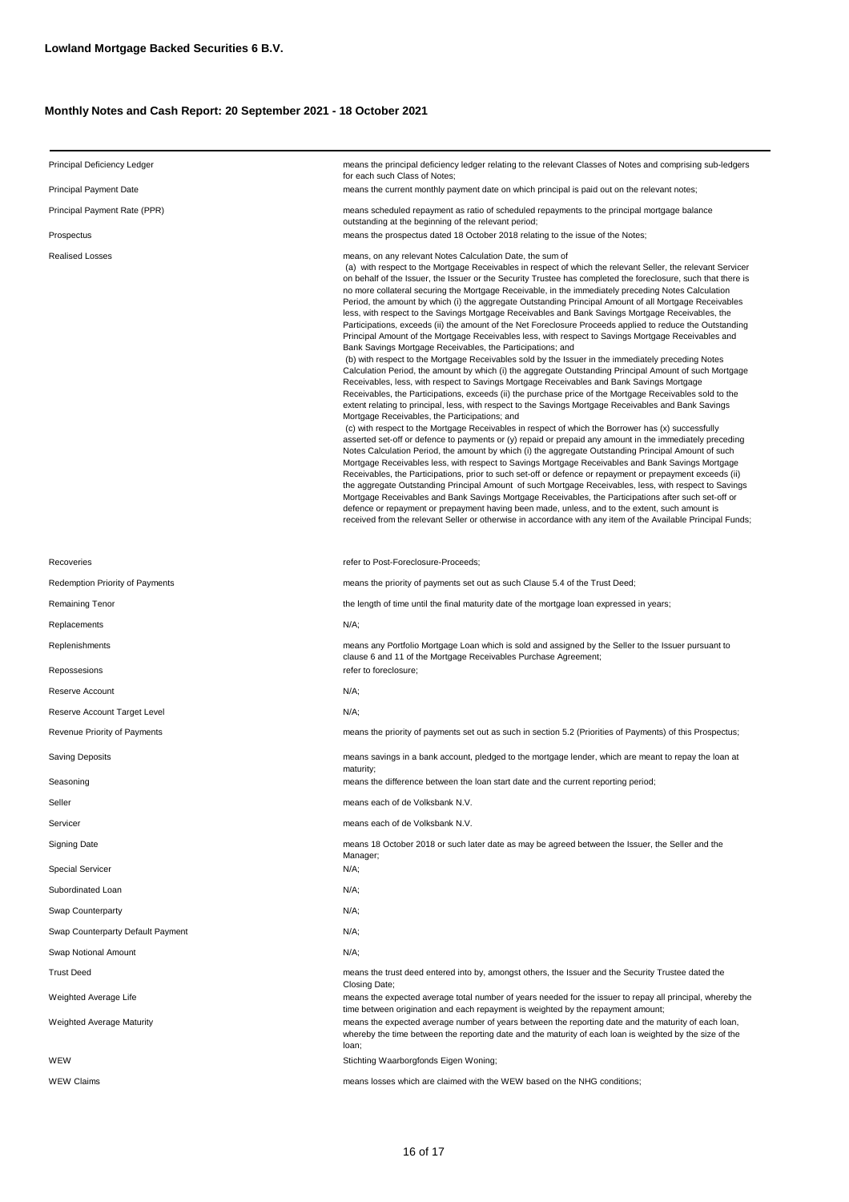**Lowland Mortgage Backed Securities 6 B.V.**

**Monthly Notes and Cash Report: 20 September 2021 - 18 October 2021**

| | |
|---|---|
| Principal Deficiency Ledger | means the principal deficiency ledger relating to the relevant Classes of Notes and comprising sub-ledgers for each such Class of Notes; |
| Principal Payment Date | means the current monthly payment date on which principal is paid out on the relevant notes; |
| Principal Payment Rate (PPR) | means scheduled repayment as ratio of scheduled repayments to the principal mortgage balance outstanding at the beginning of the relevant period; |
| Prospectus | means the prospectus dated 18 October 2018 relating to the issue of the Notes; |
| Realised Losses | means, on any relevant Notes Calculation Date, the sum of (a) with respect to the Mortgage Receivables in respect of which the relevant Seller, the relevant Servicer on behalf of the Issuer, the Issuer or the Security Trustee has completed the foreclosure, such that there is no more collateral securing the Mortgage Receivable, in the immediately preceding Notes Calculation Period, the amount by which (i) the aggregate Outstanding Principal Amount of all Mortgage Receivables less, with respect to the Savings Mortgage Receivables and Bank Savings Mortgage Receivables, the Participations, exceeds (ii) the amount of the Net Foreclosure Proceeds applied to reduce the Outstanding Principal Amount of the Mortgage Receivables less, with respect to Savings Mortgage Receivables and Bank Savings Mortgage Receivables, the Participations; and (b) with respect to the Mortgage Receivables sold by the Issuer in the immediately preceding Notes Calculation Period, the amount by which (i) the aggregate Outstanding Principal Amount of such Mortgage Receivables, less, with respect to Savings Mortgage Receivables and Bank Savings Mortgage Receivables, the Participations, exceeds (ii) the purchase price of the Mortgage Receivables sold to the extent relating to principal, less, with respect to the Savings Mortgage Receivables and Bank Savings Mortgage Receivables, the Participations; and (c) with respect to the Mortgage Receivables in respect of which the Borrower has (x) successfully asserted set-off or defence to payments or (y) repaid or prepaid any amount in the immediately preceding Notes Calculation Period, the amount by which (i) the aggregate Outstanding Principal Amount of such Mortgage Receivables less, with respect to Savings Mortgage Receivables and Bank Savings Mortgage Receivables, the Participations, prior to such set-off or defence or repayment or prepayment exceeds (ii) the aggregate Outstanding Principal Amount of such Mortgage Receivables, less, with respect to Savings Mortgage Receivables and Bank Savings Mortgage Receivables, the Participations after such set-off or defence or repayment or prepayment having been made, unless, and to the extent, such amount is received from the relevant Seller or otherwise in accordance with any item of the Available Principal Funds; |
| Recoveries | refer to Post-Foreclosure-Proceeds; |
| Redemption Priority of Payments | means the priority of payments set out as such Clause 5.4 of the Trust Deed; |
| Remaining Tenor | the length of time until the final maturity date of the mortgage loan expressed in years; |
| Replacements | N/A; |
| Replenishments | means any Portfolio Mortgage Loan which is sold and assigned by the Seller to the Issuer pursuant to clause 6 and 11 of the Mortgage Receivables Purchase Agreement; |
| Repossesions | refer to foreclosure; |
| Reserve Account | N/A; |
| Reserve Account Target Level | N/A; |
| Revenue Priority of Payments | means the priority of payments set out as such in section 5.2 (Priorities of Payments) of this Prospectus; |
| Saving Deposits | means savings in a bank account, pledged to the mortgage lender, which are meant to repay the loan at maturity; |
| Seasoning | means the difference between the loan start date and the current reporting period; |
| Seller | means each of de Volksbank N.V. |
| Servicer | means each of de Volksbank N.V. |
| Signing Date | means 18 October 2018 or such later date as may be agreed between the Issuer, the Seller and the Manager; |
| Special Servicer | N/A; |
| Subordinated Loan | N/A; |
| Swap Counterparty | N/A; |
| Swap Counterparty Default Payment | N/A; |
| Swap Notional Amount | N/A; |
| Trust Deed | means the trust deed entered into by, amongst others, the Issuer and the Security Trustee dated the Closing Date; |
| Weighted Average Life | means the expected average total number of years needed for the issuer to repay all principal, whereby the time between origination and each repayment is weighted by the repayment amount; |
| Weighted Average Maturity | means the expected average number of years between the reporting date and the maturity of each loan, whereby the time between the reporting date and the maturity of each loan is weighted by the size of the loan; |
| WEW | Stichting Waarborgfonds Eigen Woning; |
| WEW Claims | means losses which are claimed with the WEW based on the NHG conditions; |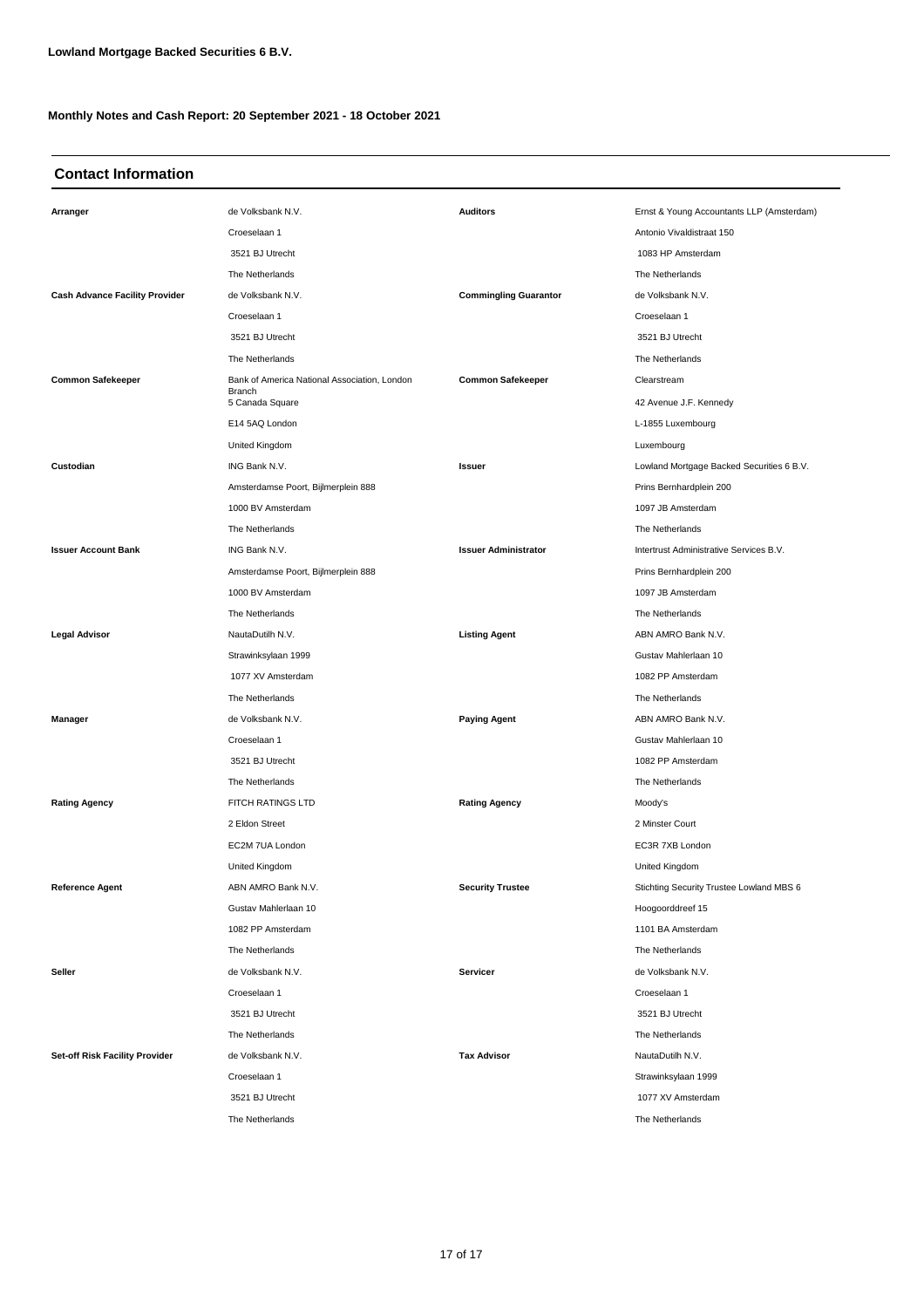**Lowland Mortgage Backed Securities 6 B.V.**

**Monthly Notes and Cash Report: 20 September 2021 - 18 October 2021**

## Contact Information

| | | | |
|---|---|---|---|
| **Arranger** | de Volksbank N.V. | **Auditors** | Ernst & Young Accountants LLP (Amsterdam) |
| | Croeselaan 1 | | Antonio Vivaldistraat 150 |
| | 3521 BJ Utrecht | | 1083 HP Amsterdam |
| | The Netherlands | | The Netherlands |
| **Cash Advance Facility Provider** | de Volksbank N.V. | **Commingling Guarantor** | de Volksbank N.V. |
| | Croeselaan 1 | | Croeselaan 1 |
| | 3521 BJ Utrecht | | 3521 BJ Utrecht |
| | The Netherlands | | The Netherlands |
| **Common Safekeeper** | Bank of America National Association, London Branch | **Common Safekeeper** | Clearstream |
| | 5 Canada Square | | 42 Avenue J.F. Kennedy |
| | E14 5AQ London | | L-1855 Luxembourg |
| | United Kingdom | | Luxembourg |
| **Custodian** | ING Bank N.V. | **Issuer** | Lowland Mortgage Backed Securities 6 B.V. |
| | Amsterdamse Poort, Bijlmerplein 888 | | Prins Bernhardplein 200 |
| | 1000 BV Amsterdam | | 1097 JB Amsterdam |
| | The Netherlands | | The Netherlands |
| **Issuer Account Bank** | ING Bank N.V. | **Issuer Administrator** | Intertrust Administrative Services B.V. |
| | Amsterdamse Poort, Bijlmerplein 888 | | Prins Bernhardplein 200 |
| | 1000 BV Amsterdam | | 1097 JB Amsterdam |
| | The Netherlands | | The Netherlands |
| **Legal Advisor** | NautaDutilh N.V. | **Listing Agent** | ABN AMRO Bank N.V. |
| | Strawinskylaan 1999 | | Gustav Mahlerlaan 10 |
| | 1077 XV Amsterdam | | 1082 PP Amsterdam |
| | The Netherlands | | The Netherlands |
| **Manager** | de Volksbank N.V. | **Paying Agent** | ABN AMRO Bank N.V. |
| | Croeselaan 1 | | Gustav Mahlerlaan 10 |
| | 3521 BJ Utrecht | | 1082 PP Amsterdam |
| | The Netherlands | | The Netherlands |
| **Rating Agency** | FITCH RATINGS LTD | **Rating Agency** | Moody's |
| | 2 Eldon Street | | 2 Minster Court |
| | EC2M 7UA London | | EC3R 7XB London |
| | United Kingdom | | United Kingdom |
| **Reference Agent** | ABN AMRO Bank N.V. | **Security Trustee** | Stichting Security Trustee Lowland MBS 6 |
| | Gustav Mahlerlaan 10 | | Hoogoorddreef 15 |
| | 1082 PP Amsterdam | | 1101 BA Amsterdam |
| | The Netherlands | | The Netherlands |
| **Seller** | de Volksbank N.V. | **Servicer** | de Volksbank N.V. |
| | Croeselaan 1 | | Croeselaan 1 |
| | 3521 BJ Utrecht | | 3521 BJ Utrecht |
| | The Netherlands | | The Netherlands |
| **Set-off Risk Facility Provider** | de Volksbank N.V. | **Tax Advisor** | NautaDutilh N.V. |
| | Croeselaan 1 | | Strawinskylaan 1999 |
| | 3521 BJ Utrecht | | 1077 XV Amsterdam |
| | The Netherlands | | The Netherlands |